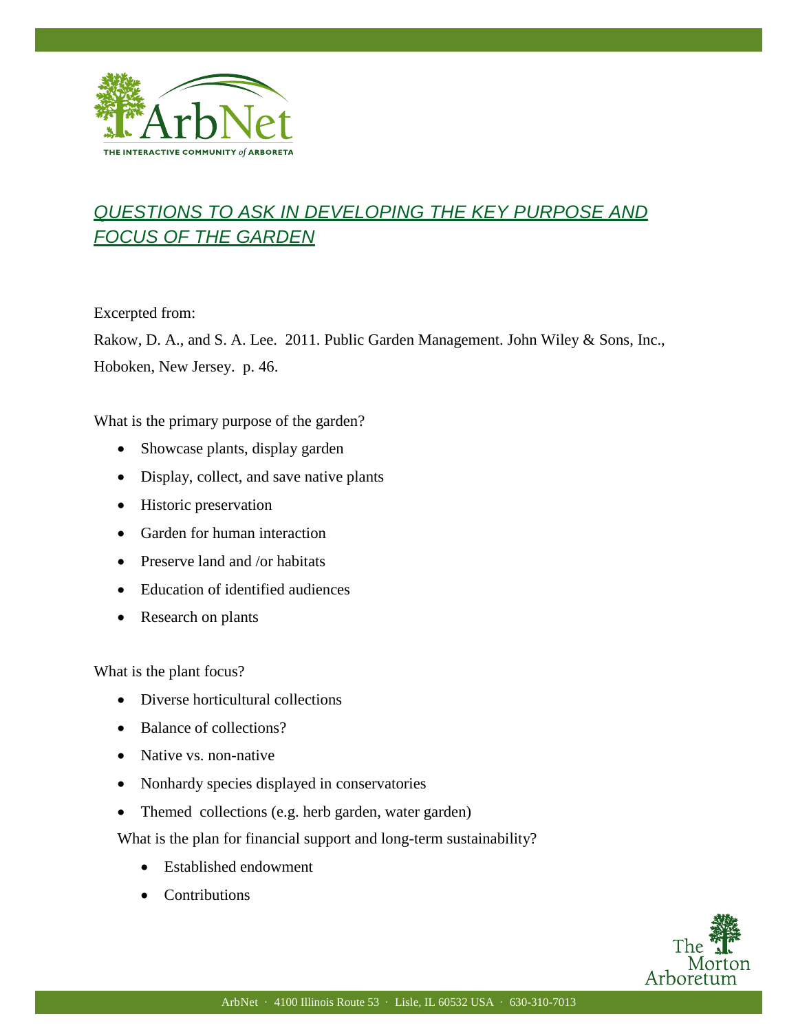# QUESTIONS TO ASK IN DEVELOPING THE KEY PURPOSE AND FOCUS OF THE GARDEN

Excerpted from:

Rakow, D. A., and S. A. Lee. 2011. Public Garden Management. John Wiley & Sons, Inc., Hoboken, New Jersey. p. 46.

What is the primary purpose of the garden?

- Showcase plants, display garden
- Display, collect, and save native plants
- Historic preservation
- Garden for human interaction
- Preserve land and /or habitats
- Education of identified audiences
- Research on plants

What is the plant focus?

- Diverse horticultural collections
- Balance of collections?
- Native vs. non-native
- Nonhardy species displayed in conservatories
- Themed collections (e.g. herb garden, water garden)

What is the plan for financial support and long-term sustainability?

- Established endowment
- Contributions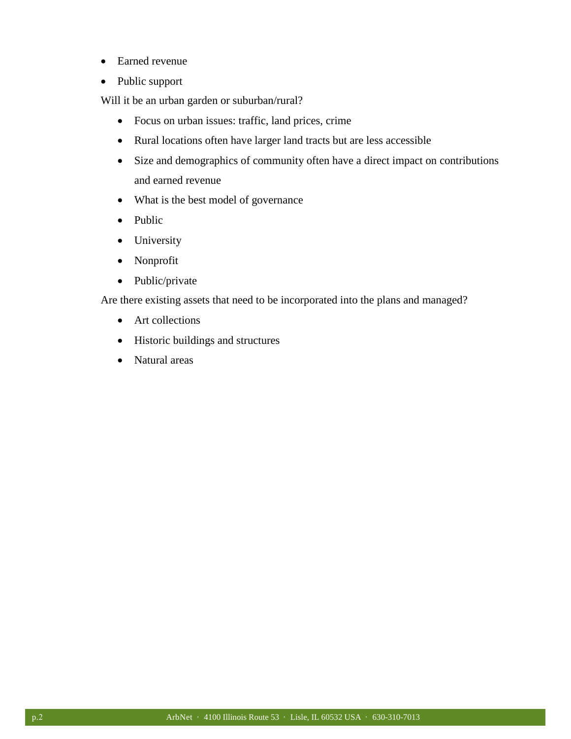- Earned revenue
- Public support

Will it be an urban garden or suburban/rural?

- Focus on urban issues: traffic, land prices, crime
- Rural locations often have larger land tracts but are less accessible
- Size and demographics of community often have a direct impact on contributions and earned revenue
- What is the best model of governance
- Public
- University
- Nonprofit
- Public/private

Are there existing assets that need to be incorporated into the plans and managed?

- Art collections
- Historic buildings and structures
- Natural areas